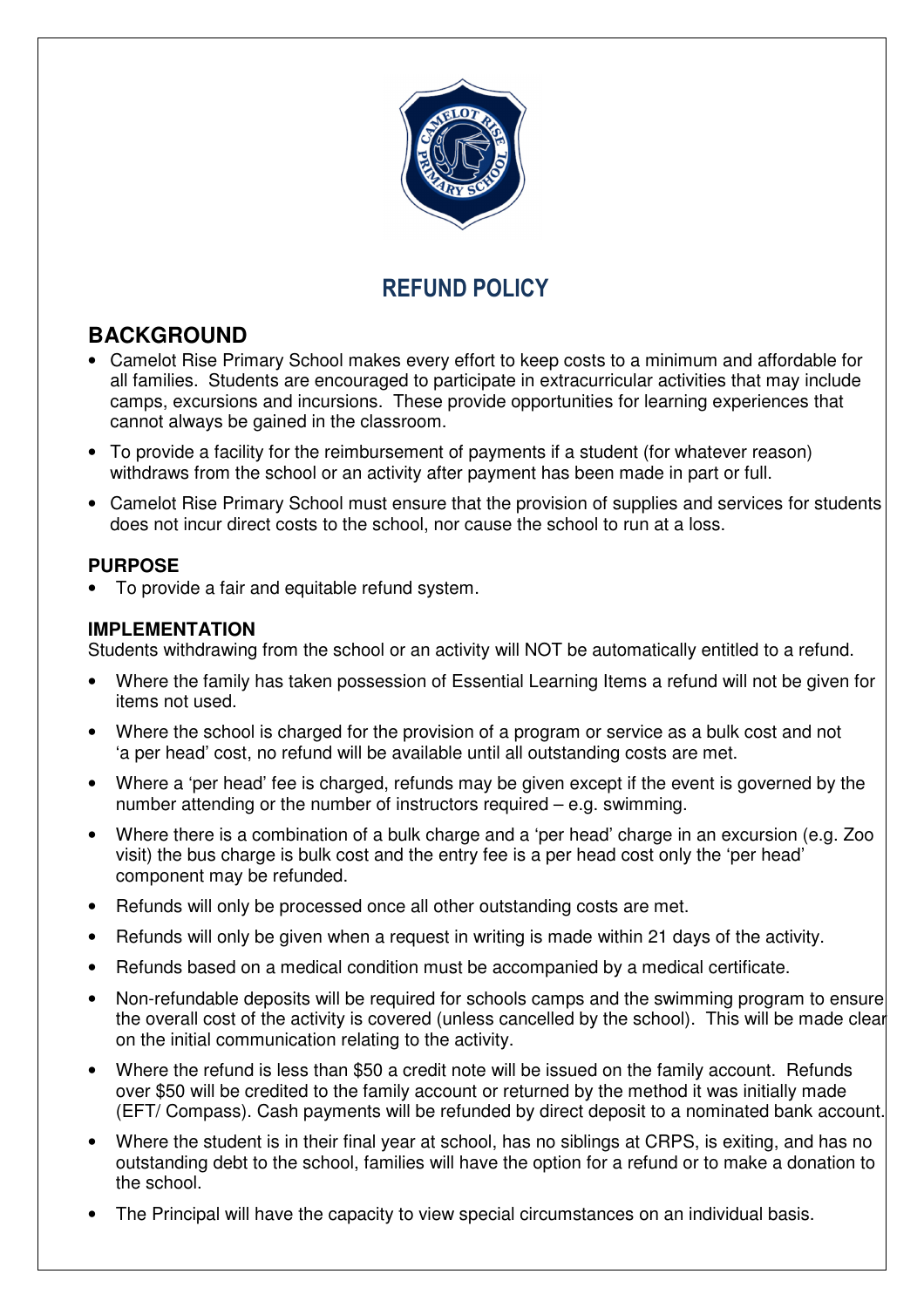# REFUND POLICY

## BACKGROUND

- Camelot Rise Primary School makes every effort to keep costs to a minimum and affordable for all families. Students are encouraged to participate in extracurricular activities that may include camps, excursions and incursions. These provide opportunities for learning experiences that cannot always be gained in the classroom.
- To provide a facility for the reimbursement of payments if a student (for whatever reason) withdraws from the school or an activity after payment has been made in part or full.
- Camelot Rise Primary School must ensure that the provision of supplies and services for students does not incur direct costs to the school, nor cause the school to run at a loss.

### PURPOSE

- To provide a fair and equitable refund system.

### IMPLEMENTATION

Students withdrawing from the school or an activity will NOT be automatically entitled to a refund.

- Where the family has taken possession of Essential Learning Items a refund will not be given for items not used.
- Where the school is charged for the provision of a program or service as a bulk cost and not 'a per head' cost, no refund will be available until all outstanding costs are met.
- Where a 'per head' fee is charged, refunds may be given except if the event is governed by the number attending or the number of instructors required – e.g. swimming.
- Where there is a combination of a bulk charge and a 'per head' charge in an excursion (e.g. Zoo visit) the bus charge is bulk cost and the entry fee is a per head cost only the 'per head' component may be refunded.
- Refunds will only be processed once all other outstanding costs are met.
- Refunds will only be given when a request in writing is made within 21 days of the activity.
- Refunds based on a medical condition must be accompanied by a medical certificate.
- Non-refundable deposits will be required for schools camps and the swimming program to ensure the overall cost of the activity is covered (unless cancelled by the school). This will be made clear on the initial communication relating to the activity.
- Where the refund is less than $50 a credit note will be issued on the family account. Refunds over $50 will be credited to the family account or returned by the method it was initially made (EFT/ Compass). Cash payments will be refunded by direct deposit to a nominated bank account.
- Where the student is in their final year at school, has no siblings at CRPS, is exiting, and has no outstanding debt to the school, families will have the option for a refund or to make a donation to the school.
- The Principal will have the capacity to view special circumstances on an individual basis.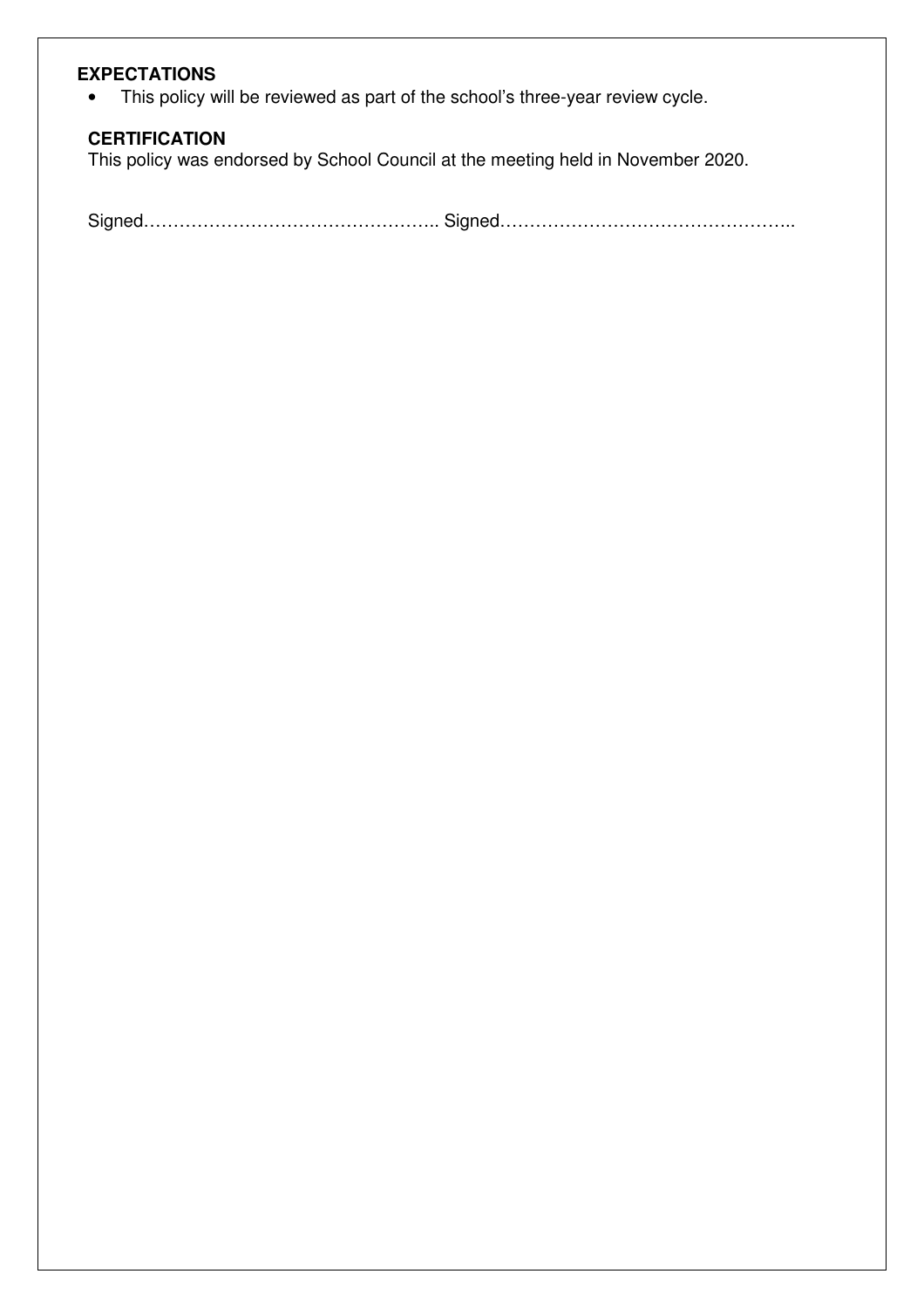**EXPECTATIONS**

- This policy will be reviewed as part of the school's three-year review cycle.

**CERTIFICATION**

This policy was endorsed by School Council at the meeting held in November 2020.

Signed………………………………………….. Signed…………………………………………..